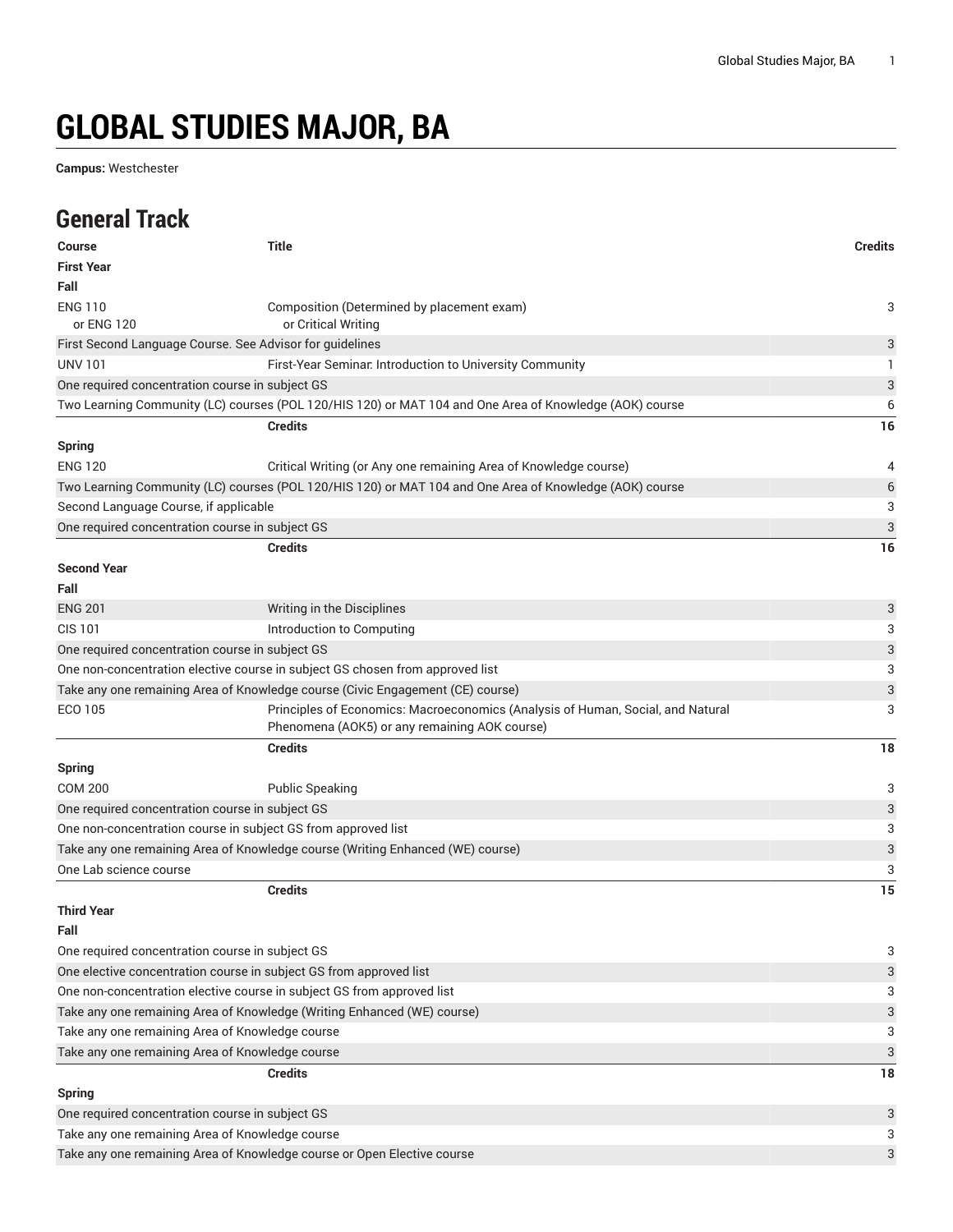# GLOBAL STUDIES MAJOR, BA

**Campus:** Westchester

## General Track

| Course | Title | Credits |
|---|---|---|
| **First Year** | | |
| **Fall** | | |
| ENG 110<br>or ENG 120 | Composition (Determined by placement exam)<br>or Critical Writing | 3 |
| First Second Language Course. See Advisor for guidelines | | 3 |
| UNV 101 | First-Year Seminar: Introduction to University Community | 1 |
| One required concentration course in subject GS | | 3 |
| Two Learning Community (LC) courses (POL 120/HIS 120) or MAT 104 and One Area of Knowledge (AOK) course | | 6 |
| | **Credits** | **16** |
| **Spring** | | |
| ENG 120 | Critical Writing (or Any one remaining Area of Knowledge course) | 4 |
| Two Learning Community (LC) courses (POL 120/HIS 120) or MAT 104 and One Area of Knowledge (AOK) course | | 6 |
| Second Language Course, if applicable | | 3 |
| One required concentration course in subject GS | | 3 |
| | **Credits** | **16** |
| **Second Year** | | |
| **Fall** | | |
| ENG 201 | Writing in the Disciplines | 3 |
| CIS 101 | Introduction to Computing | 3 |
| One required concentration course in subject GS | | 3 |
| One non-concentration elective course in subject GS chosen from approved list | | 3 |
| Take any one remaining Area of Knowledge course (Civic Engagement (CE) course) | | 3 |
| ECO 105 | Principles of Economics: Macroeconomics (Analysis of Human, Social, and Natural Phenomena (AOK5) or any remaining AOK course) | 3 |
| | **Credits** | **18** |
| **Spring** | | |
| COM 200 | Public Speaking | 3 |
| One required concentration course in subject GS | | 3 |
| One non-concentration course in subject GS from approved list | | 3 |
| Take any one remaining Area of Knowledge course (Writing Enhanced (WE) course) | | 3 |
| One Lab science course | | 3 |
| | **Credits** | **15** |
| **Third Year** | | |
| **Fall** | | |
| One required concentration course in subject GS | | 3 |
| One elective concentration course in subject GS from approved list | | 3 |
| One non-concentration elective course in subject GS from approved list | | 3 |
| Take any one remaining Area of Knowledge (Writing Enhanced (WE) course) | | 3 |
| Take any one remaining Area of Knowledge course | | 3 |
| Take any one remaining Area of Knowledge course | | 3 |
| | **Credits** | **18** |
| **Spring** | | |
| One required concentration course in subject GS | | 3 |
| Take any one remaining Area of Knowledge course | | 3 |
| Take any one remaining Area of Knowledge course or Open Elective course | | 3 |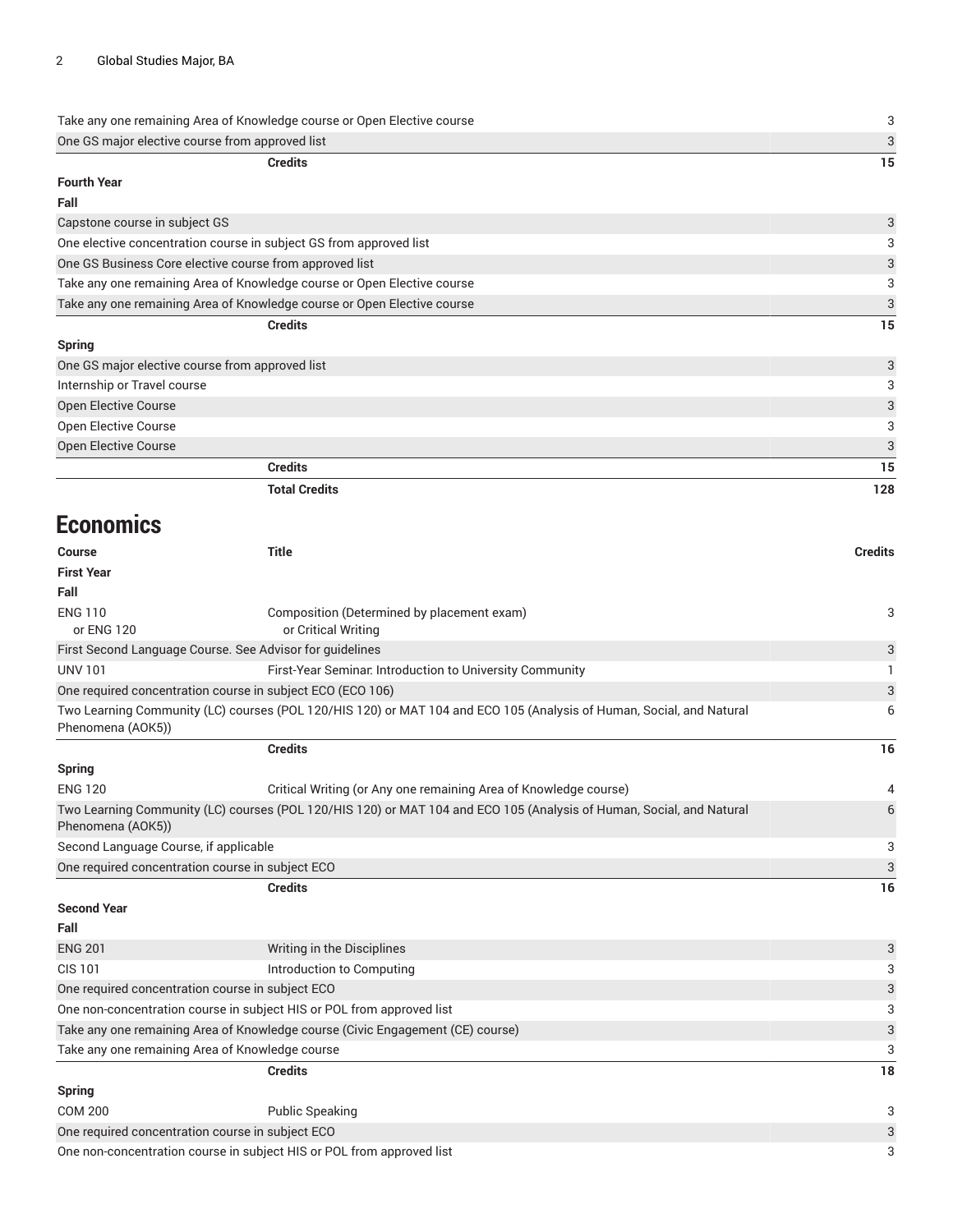| | | |
|---|---|---|
| Take any one remaining Area of Knowledge course or Open Elective course | | 3 |
| One GS major elective course from approved list | | 3 |
| | **Credits** | **15** |
| **Fourth Year** | | |
| **Fall** | | |
| Capstone course in subject GS | | 3 |
| One elective concentration course in subject GS from approved list | | 3 |
| One GS Business Core elective course from approved list | | 3 |
| Take any one remaining Area of Knowledge course or Open Elective course | | 3 |
| Take any one remaining Area of Knowledge course or Open Elective course | | 3 |
| | **Credits** | **15** |
| **Spring** | | |
| One GS major elective course from approved list | | 3 |
| Internship or Travel course | | 3 |
| Open Elective Course | | 3 |
| Open Elective Course | | 3 |
| Open Elective Course | | 3 |
| | **Credits** | **15** |
| | **Total Credits** | **128** |

## Economics

| Course | Title | Credits |
|---|---|---|
| **First Year** | | |
| **Fall** | | |
| ENG 110 or ENG 120 | Composition (Determined by placement exam) or Critical Writing | 3 |
| First Second Language Course. See Advisor for guidelines | | 3 |
| UNV 101 | First-Year Seminar: Introduction to University Community | 1 |
| One required concentration course in subject ECO (ECO 106) | | 3 |
| Two Learning Community (LC) courses (POL 120/HIS 120) or MAT 104 and ECO 105 (Analysis of Human, Social, and Natural Phenomena (AOK5)) | | 6 |
| | **Credits** | **16** |
| **Spring** | | |
| ENG 120 | Critical Writing (or Any one remaining Area of Knowledge course) | 4 |
| Two Learning Community (LC) courses (POL 120/HIS 120) or MAT 104 and ECO 105 (Analysis of Human, Social, and Natural Phenomena (AOK5)) | | 6 |
| Second Language Course, if applicable | | 3 |
| One required concentration course in subject ECO | | 3 |
| | **Credits** | **16** |
| **Second Year** | | |
| **Fall** | | |
| ENG 201 | Writing in the Disciplines | 3 |
| CIS 101 | Introduction to Computing | 3 |
| One required concentration course in subject ECO | | 3 |
| One non-concentration course in subject HIS or POL from approved list | | 3 |
| Take any one remaining Area of Knowledge course (Civic Engagement (CE) course) | | 3 |
| Take any one remaining Area of Knowledge course | | 3 |
| | **Credits** | **18** |
| **Spring** | | |
| COM 200 | Public Speaking | 3 |
| One required concentration course in subject ECO | | 3 |
| One non-concentration course in subject HIS or POL from approved list | | 3 |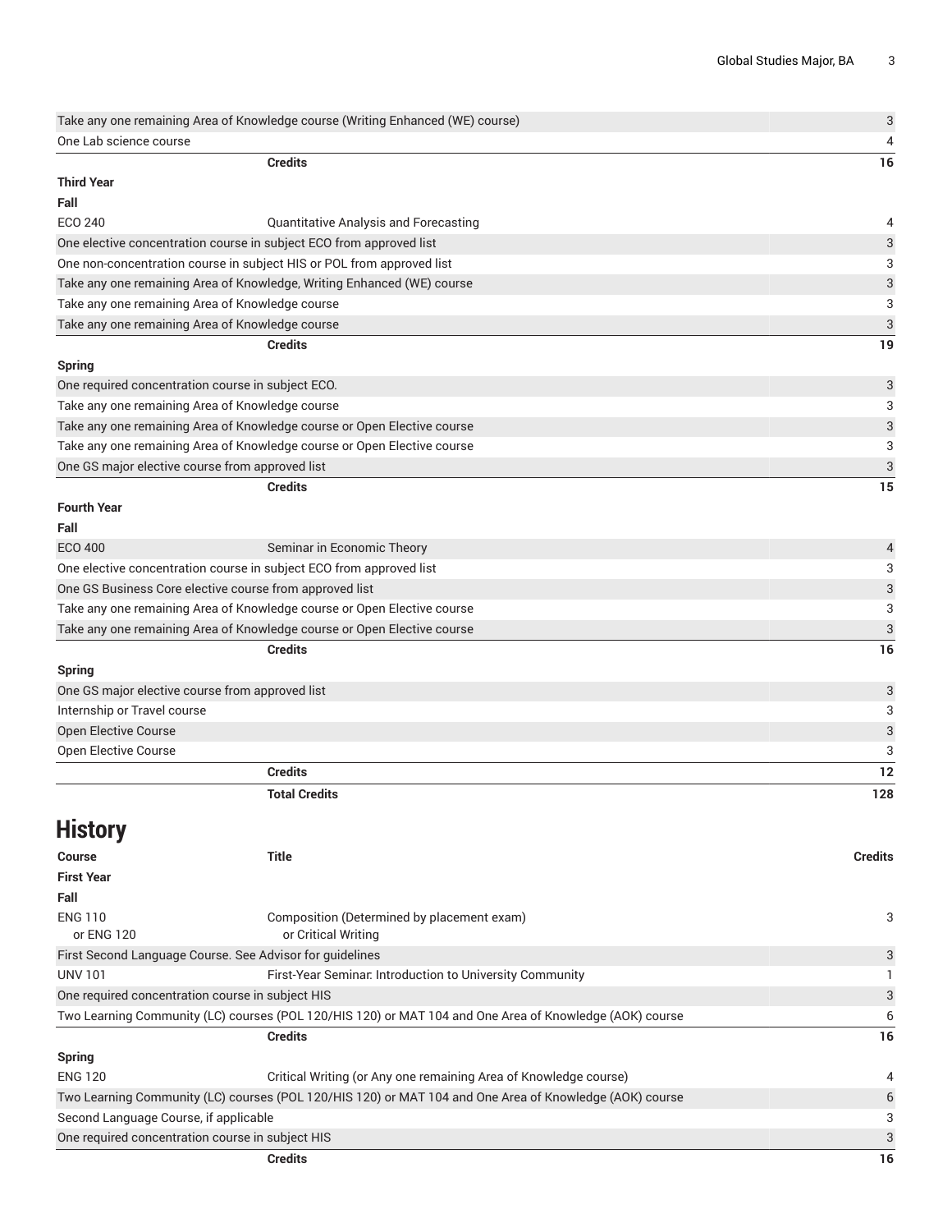| | | |
|---|---|---|
| Take any one remaining Area of Knowledge course (Writing Enhanced (WE) course) | | 3 |
| One Lab science course | | 4 |
| | **Credits** | **16** |
| **Third Year** | | |
| **Fall** | | |
| ECO 240 | Quantitative Analysis and Forecasting | 4 |
| One elective concentration course in subject ECO from approved list | | 3 |
| One non-concentration course in subject HIS or POL from approved list | | 3 |
| Take any one remaining Area of Knowledge, Writing Enhanced (WE) course | | 3 |
| Take any one remaining Area of Knowledge course | | 3 |
| Take any one remaining Area of Knowledge course | | 3 |
| | **Credits** | **19** |
| **Spring** | | |
| One required concentration course in subject ECO. | | 3 |
| Take any one remaining Area of Knowledge course | | 3 |
| Take any one remaining Area of Knowledge course or Open Elective course | | 3 |
| Take any one remaining Area of Knowledge course or Open Elective course | | 3 |
| One GS major elective course from approved list | | 3 |
| | **Credits** | **15** |
| **Fourth Year** | | |
| **Fall** | | |
| ECO 400 | Seminar in Economic Theory | 4 |
| One elective concentration course in subject ECO from approved list | | 3 |
| One GS Business Core elective course from approved list | | 3 |
| Take any one remaining Area of Knowledge course or Open Elective course | | 3 |
| Take any one remaining Area of Knowledge course or Open Elective course | | 3 |
| | **Credits** | **16** |
| **Spring** | | |
| One GS major elective course from approved list | | 3 |
| Internship or Travel course | | 3 |
| Open Elective Course | | 3 |
| Open Elective Course | | 3 |
| | **Credits** | **12** |
| | **Total Credits** | **128** |

## History

| Course | Title | Credits |
|---|---|---|
| **First Year** | | |
| **Fall** | | |
| ENG 110 or ENG 120 | Composition (Determined by placement exam) or Critical Writing | 3 |
| First Second Language Course. See Advisor for guidelines | | 3 |
| UNV 101 | First-Year Seminar: Introduction to University Community | 1 |
| One required concentration course in subject HIS | | 3 |
| Two Learning Community (LC) courses (POL 120/HIS 120) or MAT 104 and One Area of Knowledge (AOK) course | | 6 |
| | **Credits** | **16** |
| **Spring** | | |
| ENG 120 | Critical Writing (or Any one remaining Area of Knowledge course) | 4 |
| Two Learning Community (LC) courses (POL 120/HIS 120) or MAT 104 and One Area of Knowledge (AOK) course | | 6 |
| Second Language Course, if applicable | | 3 |
| One required concentration course in subject HIS | | 3 |
| | **Credits** | **16** |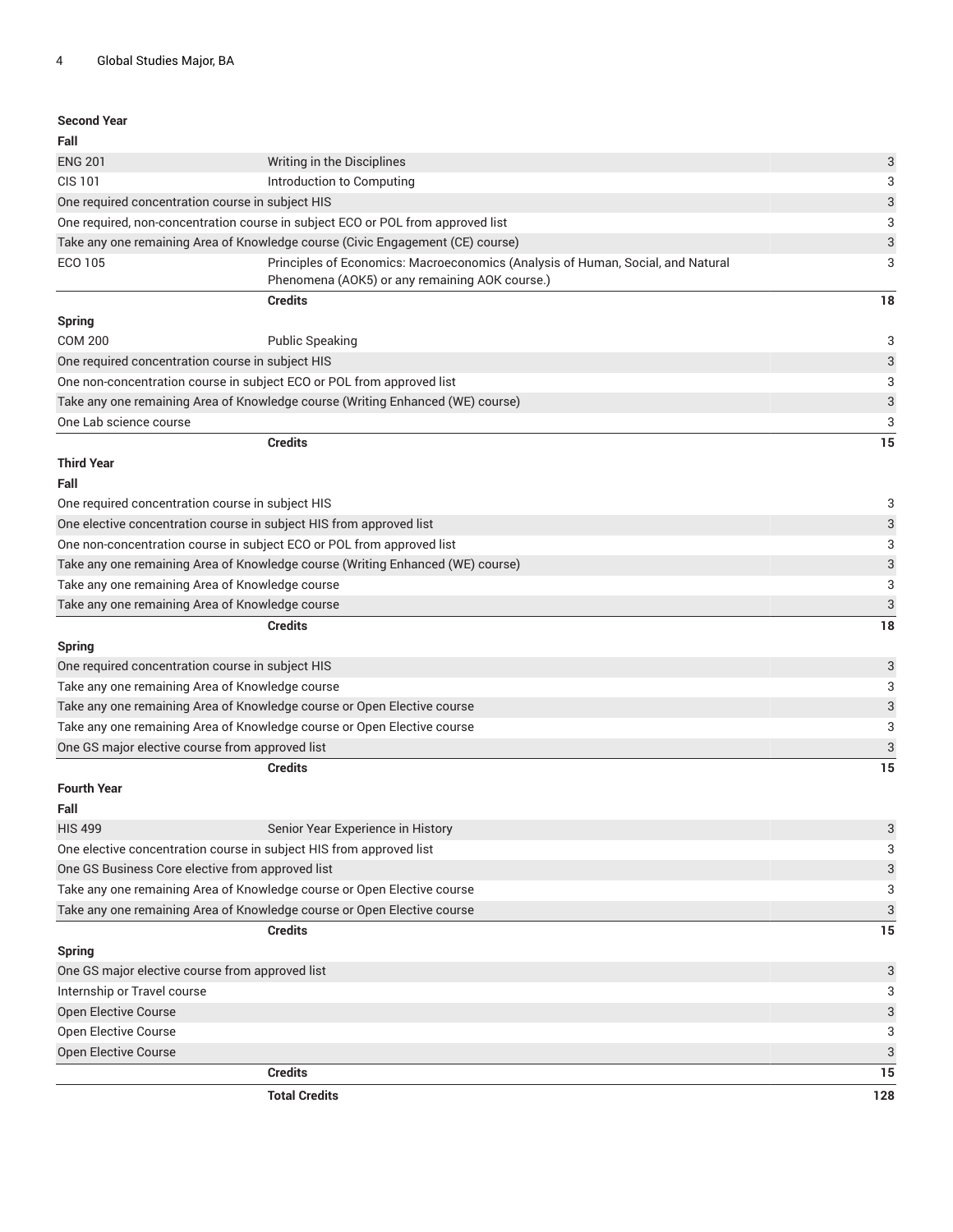| Second Year | | |
|---|---|---|
| **Fall** | | |
| ENG 201 | Writing in the Disciplines | 3 |
| CIS 101 | Introduction to Computing | 3 |
| One required concentration course in subject HIS | | 3 |
| One required, non-concentration course in subject ECO or POL from approved list | | 3 |
| Take any one remaining Area of Knowledge course (Civic Engagement (CE) course) | | 3 |
| ECO 105 | Principles of Economics: Macroeconomics (Analysis of Human, Social, and Natural Phenomena (AOK5) or any remaining AOK course.) | 3 |
| | **Credits** | **18** |
| **Spring** | | |
| COM 200 | Public Speaking | 3 |
| One required concentration course in subject HIS | | 3 |
| One non-concentration course in subject ECO or POL from approved list | | 3 |
| Take any one remaining Area of Knowledge course (Writing Enhanced (WE) course) | | 3 |
| One Lab science course | | 3 |
| | **Credits** | **15** |
| **Third Year** | | |
| **Fall** | | |
| One required concentration course in subject HIS | | 3 |
| One elective concentration course in subject HIS from approved list | | 3 |
| One non-concentration course in subject ECO or POL from approved list | | 3 |
| Take any one remaining Area of Knowledge course (Writing Enhanced (WE) course) | | 3 |
| Take any one remaining Area of Knowledge course | | 3 |
| Take any one remaining Area of Knowledge course | | 3 |
| | **Credits** | **18** |
| **Spring** | | |
| One required concentration course in subject HIS | | 3 |
| Take any one remaining Area of Knowledge course | | 3 |
| Take any one remaining Area of Knowledge course or Open Elective course | | 3 |
| Take any one remaining Area of Knowledge course or Open Elective course | | 3 |
| One GS major elective course from approved list | | 3 |
| | **Credits** | **15** |
| **Fourth Year** | | |
| **Fall** | | |
| HIS 499 | Senior Year Experience in History | 3 |
| One elective concentration course in subject HIS from approved list | | 3 |
| One GS Business Core elective from approved list | | 3 |
| Take any one remaining Area of Knowledge course or Open Elective course | | 3 |
| Take any one remaining Area of Knowledge course or Open Elective course | | 3 |
| | **Credits** | **15** |
| **Spring** | | |
| One GS major elective course from approved list | | 3 |
| Internship or Travel course | | 3 |
| Open Elective Course | | 3 |
| Open Elective Course | | 3 |
| Open Elective Course | | 3 |
| | **Credits** | **15** |
| | **Total Credits** | **128** |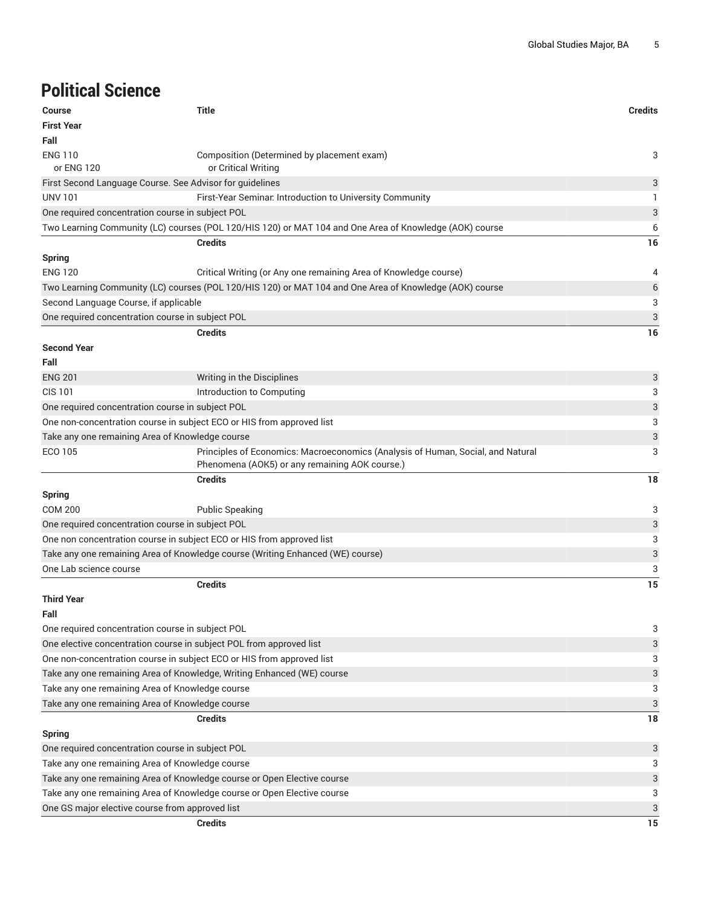## Political Science

| Course | Title | Credits |
| --- | --- | --- |
| **First Year** | | |
| **Fall** | | |
| ENG 110 or ENG 120 | Composition (Determined by placement exam) or Critical Writing | 3 |
| First Second Language Course. See Advisor for guidelines | | 3 |
| UNV 101 | First-Year Seminar: Introduction to University Community | 1 |
| One required concentration course in subject POL | | 3 |
| Two Learning Community (LC) courses (POL 120/HIS 120) or MAT 104 and One Area of Knowledge (AOK) course | | 6 |
| | **Credits** | **16** |
| **Spring** | | |
| ENG 120 | Critical Writing (or Any one remaining Area of Knowledge course) | 4 |
| Two Learning Community (LC) courses (POL 120/HIS 120) or MAT 104 and One Area of Knowledge (AOK) course | | 6 |
| Second Language Course, if applicable | | 3 |
| One required concentration course in subject POL | | 3 |
| | **Credits** | **16** |
| **Second Year** | | |
| **Fall** | | |
| ENG 201 | Writing in the Disciplines | 3 |
| CIS 101 | Introduction to Computing | 3 |
| One required concentration course in subject POL | | 3 |
| One non-concentration course in subject ECO or HIS from approved list | | 3 |
| Take any one remaining Area of Knowledge course | | 3 |
| ECO 105 | Principles of Economics: Macroeconomics (Analysis of Human, Social, and Natural Phenomena (AOK5) or any remaining AOK course.) | 3 |
| | **Credits** | **18** |
| **Spring** | | |
| COM 200 | Public Speaking | 3 |
| One required concentration course in subject POL | | 3 |
| One non concentration course in subject ECO or HIS from approved list | | 3 |
| Take any one remaining Area of Knowledge course (Writing Enhanced (WE) course) | | 3 |
| One Lab science course | | 3 |
| | **Credits** | **15** |
| **Third Year** | | |
| **Fall** | | |
| One required concentration course in subject POL | | 3 |
| One elective concentration course in subject POL from approved list | | 3 |
| One non-concentration course in subject ECO or HIS from approved list | | 3 |
| Take any one remaining Area of Knowledge, Writing Enhanced (WE) course | | 3 |
| Take any one remaining Area of Knowledge course | | 3 |
| Take any one remaining Area of Knowledge course | | 3 |
| | **Credits** | **18** |
| **Spring** | | |
| One required concentration course in subject POL | | 3 |
| Take any one remaining Area of Knowledge course | | 3 |
| Take any one remaining Area of Knowledge course or Open Elective course | | 3 |
| Take any one remaining Area of Knowledge course or Open Elective course | | 3 |
| One GS major elective course from approved list | | 3 |
| | **Credits** | **15** |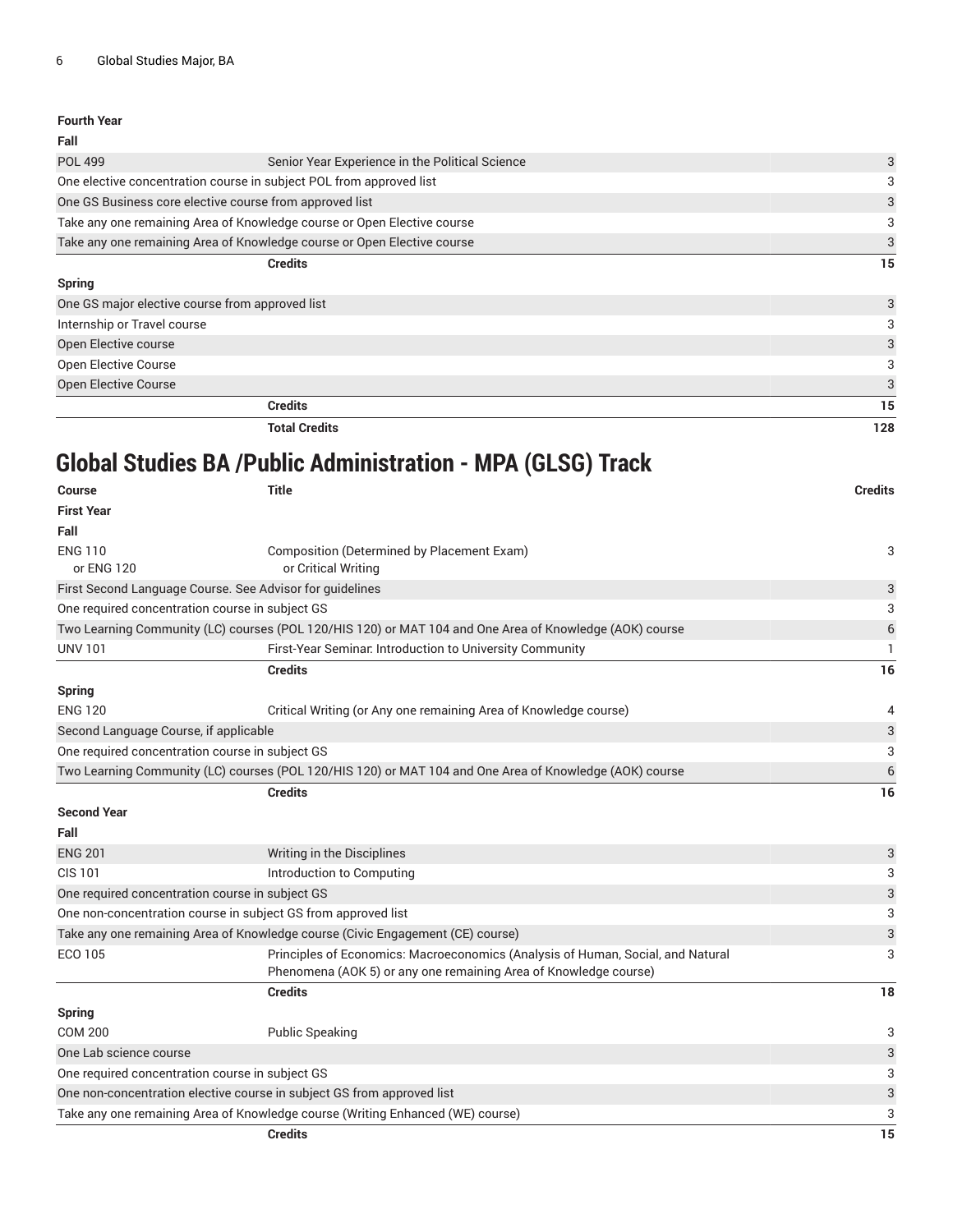| | | |
|---|---|---|
| **Fourth Year** | | |
| **Fall** | | |
| POL 499 | Senior Year Experience in the Political Science | 3 |
| One elective concentration course in subject POL from approved list | | 3 |
| One GS Business core elective course from approved list | | 3 |
| Take any one remaining Area of Knowledge course or Open Elective course | | 3 |
| Take any one remaining Area of Knowledge course or Open Elective course | | 3 |
| | **Credits** | **15** |
| **Spring** | | |
| One GS major elective course from approved list | | 3 |
| Internship or Travel course | | 3 |
| Open Elective course | | 3 |
| Open Elective Course | | 3 |
| Open Elective Course | | 3 |
| | **Credits** | **15** |
| | **Total Credits** | **128** |

## Global Studies BA /Public Administration - MPA (GLSG) Track

| Course | Title | Credits |
|---|---|---|
| **First Year** | | |
| **Fall** | | |
| ENG 110 or ENG 120 | Composition (Determined by Placement Exam) or Critical Writing | 3 |
| First Second Language Course. See Advisor for guidelines | | 3 |
| One required concentration course in subject GS | | 3 |
| Two Learning Community (LC) courses (POL 120/HIS 120) or MAT 104 and One Area of Knowledge (AOK) course | | 6 |
| UNV 101 | First-Year Seminar: Introduction to University Community | 1 |
| | **Credits** | **16** |
| **Spring** | | |
| ENG 120 | Critical Writing (or Any one remaining Area of Knowledge course) | 4 |
| Second Language Course, if applicable | | 3 |
| One required concentration course in subject GS | | 3 |
| Two Learning Community (LC) courses (POL 120/HIS 120) or MAT 104 and One Area of Knowledge (AOK) course | | 6 |
| | **Credits** | **16** |
| **Second Year** | | |
| **Fall** | | |
| ENG 201 | Writing in the Disciplines | 3 |
| CIS 101 | Introduction to Computing | 3 |
| One required concentration course in subject GS | | 3 |
| One non-concentration course in subject GS from approved list | | 3 |
| Take any one remaining Area of Knowledge course (Civic Engagement (CE) course) | | 3 |
| ECO 105 | Principles of Economics: Macroeconomics (Analysis of Human, Social, and Natural Phenomena (AOK 5) or any one remaining Area of Knowledge course) | 3 |
| | **Credits** | **18** |
| **Spring** | | |
| COM 200 | Public Speaking | 3 |
| One Lab science course | | 3 |
| One required concentration course in subject GS | | 3 |
| One non-concentration elective course in subject GS from approved list | | 3 |
| Take any one remaining Area of Knowledge course (Writing Enhanced (WE) course) | | 3 |
| | **Credits** | **15** |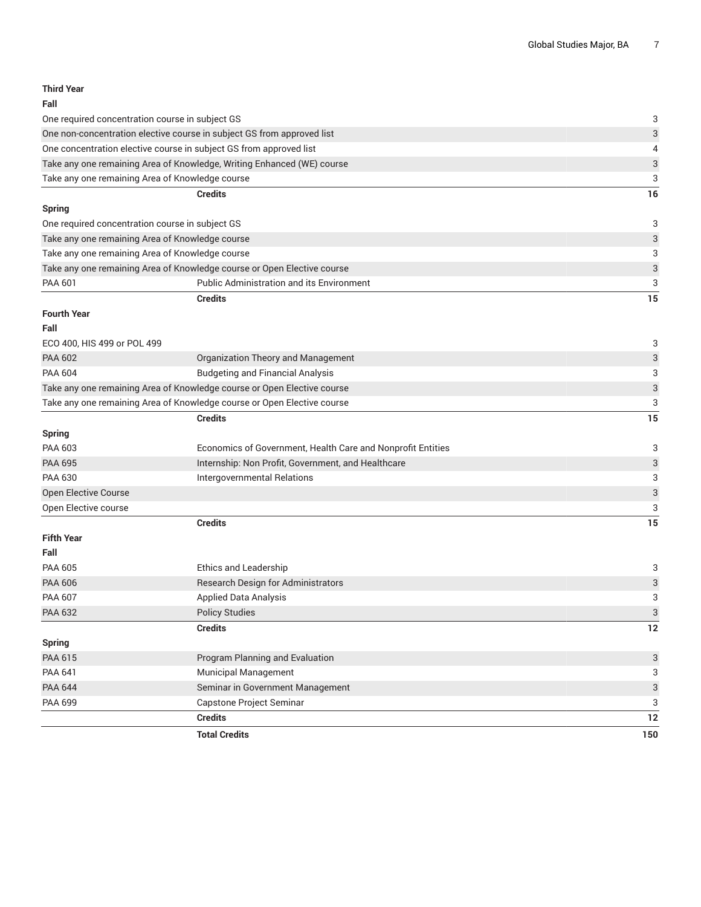| | | |
|---|---|---|
| **Third Year** | | |
| **Fall** | | |
| One required concentration course in subject GS | | 3 |
| One non-concentration elective course in subject GS from approved list | | 3 |
| One concentration elective course in subject GS from approved list | | 4 |
| Take any one remaining Area of Knowledge, Writing Enhanced (WE) course | | 3 |
| Take any one remaining Area of Knowledge course | | 3 |
| | **Credits** | **16** |
| **Spring** | | |
| One required concentration course in subject GS | | 3 |
| Take any one remaining Area of Knowledge course | | 3 |
| Take any one remaining Area of Knowledge course | | 3 |
| Take any one remaining Area of Knowledge course or Open Elective course | | 3 |
| PAA 601 | Public Administration and its Environment | 3 |
| | **Credits** | **15** |
| **Fourth Year** | | |
| **Fall** | | |
| ECO 400, HIS 499 or POL 499 | | 3 |
| PAA 602 | Organization Theory and Management | 3 |
| PAA 604 | Budgeting and Financial Analysis | 3 |
| Take any one remaining Area of Knowledge course or Open Elective course | | 3 |
| Take any one remaining Area of Knowledge course or Open Elective course | | 3 |
| | **Credits** | **15** |
| **Spring** | | |
| PAA 603 | Economics of Government, Health Care and Nonprofit Entities | 3 |
| PAA 695 | Internship: Non Profit, Government, and Healthcare | 3 |
| PAA 630 | Intergovernmental Relations | 3 |
| Open Elective Course | | 3 |
| Open Elective course | | 3 |
| | **Credits** | **15** |
| **Fifth Year** | | |
| **Fall** | | |
| PAA 605 | Ethics and Leadership | 3 |
| PAA 606 | Research Design for Administrators | 3 |
| PAA 607 | Applied Data Analysis | 3 |
| PAA 632 | Policy Studies | 3 |
| | **Credits** | **12** |
| **Spring** | | |
| PAA 615 | Program Planning and Evaluation | 3 |
| PAA 641 | Municipal Management | 3 |
| PAA 644 | Seminar in Government Management | 3 |
| PAA 699 | Capstone Project Seminar | 3 |
| | **Credits** | **12** |
| | **Total Credits** | **150** |